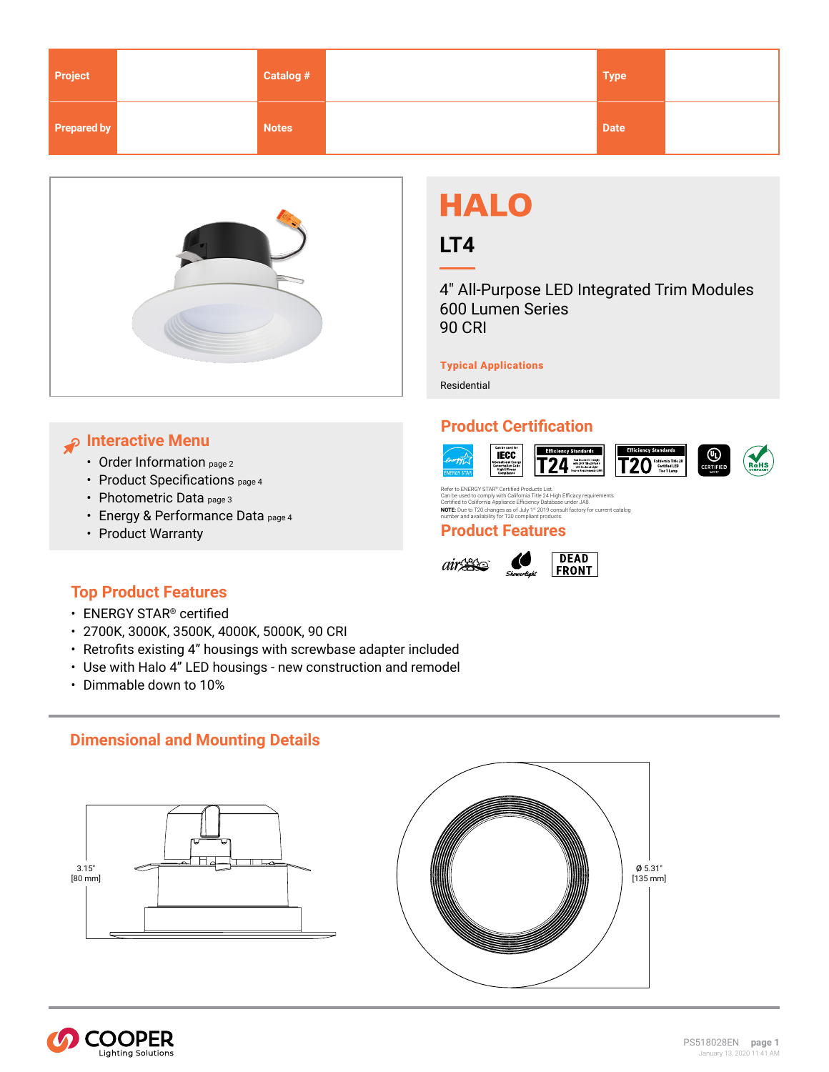| Project | | Catalog # | | Type | |
|---|---|---|---|---|---|
| Prepared by | | Notes | | Date | |

# HALO

## LT4

4" All-Purpose LED Integrated Trim Modules
600 Lumen Series
90 CRI

**Typical Applications**

Residential

## Interactive Menu

- Order Information page 2
- Product Specifications page 4
- Photometric Data page 3
- Energy & Performance Data page 4
- Product Warranty

## Product Certification

Refer to ENERGY STAR® Certified Products List.
Can be used to comply with California Title 24 High Efficacy requirements.
Certified to California Appliance Efficiency Database under JA8.
**NOTE:** Due to T20 changes as of July 1st 2019 consult factory for current catalog number and availability for T20 compliant products.

## Product Features

DEAD FRONT

## Top Product Features

- ENERGY STAR® certified
- 2700K, 3000K, 3500K, 4000K, 5000K, 90 CRI
- Retrofits existing 4" housings with screwbase adapter included
- Use with Halo 4" LED housings - new construction and remodel
- Dimmable down to 10%

## Dimensional and Mounting Details

3.15" [80 mm]

Ø 5.31" [135 mm]

PS518028EN
January 13, 2020 11:41 AM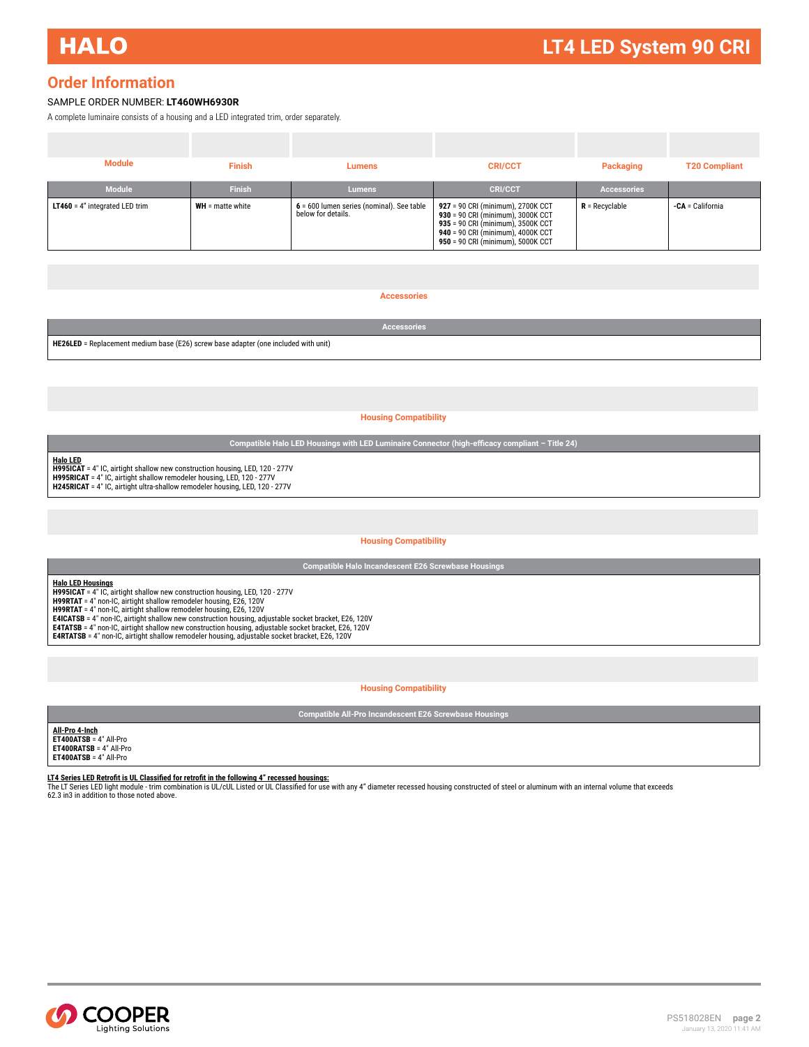## Order Information

SAMPLE ORDER NUMBER: **LT460WH6930R**

A complete luminaire consists of a housing and a LED integrated trim, order separately.

| Module | Finish | Lumens | CRI/CCT | Accessories | T20 Compliant |
|---|---|---|---|---|---|
| **LT460** = 4" integrated LED trim | **WH** = matte white | **6** = 600 lumen series (nominal). See table below for details. | **927** = 90 CRI (minimum), 2700K CCT<br>**930** = 90 CRI (minimum), 3000K CCT<br>**935** = 90 CRI (minimum), 3500K CCT<br>**940** = 90 CRI (minimum), 4000K CCT<br>**950** = 90 CRI (minimum), 5000K CCT | **R** = Recyclable | **-CA** = California |

### Accessories

| Accessories |
|---|
| **HE26LED** = Replacement medium base (E26) screw base adapter (one included with unit) |

### Housing Compatibility

| Compatible Halo LED Housings with LED Luminaire Connector (high-efficacy compliant – Title 24) |
|---|
| **Halo LED**<br>**H995ICAT** = 4" IC, airtight shallow new construction housing, LED, 120 - 277V<br>**H995RICAT** = 4" IC, airtight shallow remodeler housing, LED, 120 - 277V<br>**H245RICAT** = 4" IC, airtight ultra-shallow remodeler housing, LED, 120 - 277V |

### Housing Compatibility

| Compatible Halo Incandescent E26 Screwbase Housings |
|---|
| **Halo LED Housings**<br>**H995ICAT** = 4" IC, airtight shallow new construction housing, LED, 120 - 277V<br>**H99RTAT** = 4" non-IC, airtight shallow remodeler housing, E26, 120V<br>**H99RTAT** = 4" non-IC, airtight shallow remodeler housing, E26, 120V<br>**E4ICATSB** = 4" non-IC, airtight shallow new construction housing, adjustable socket bracket, E26, 120V<br>**E4TATSB** = 4" non-IC, airtight shallow new construction housing, adjustable socket bracket, E26, 120V<br>**E4RTATSB** = 4" non-IC, airtight shallow remodeler housing, adjustable socket bracket, E26, 120V |

### Housing Compatibility

| Compatible All-Pro Incandescent E26 Screwbase Housings |
|---|
| **All-Pro 4-Inch**<br>**ET400ATSB** = 4" All-Pro<br>**ET400RATSB** = 4" All-Pro<br>**ET400ATSB** = 4" All-Pro |

**LT4 Series LED Retrofit is UL Classified for retrofit in the following 4" recessed housings:**

The LT Series LED light module - trim combination is UL/cUL Listed or UL Classified for use with any 4" diameter recessed housing constructed of steel or aluminum with an internal volume that exceeds 62.3 in3 in addition to those noted above.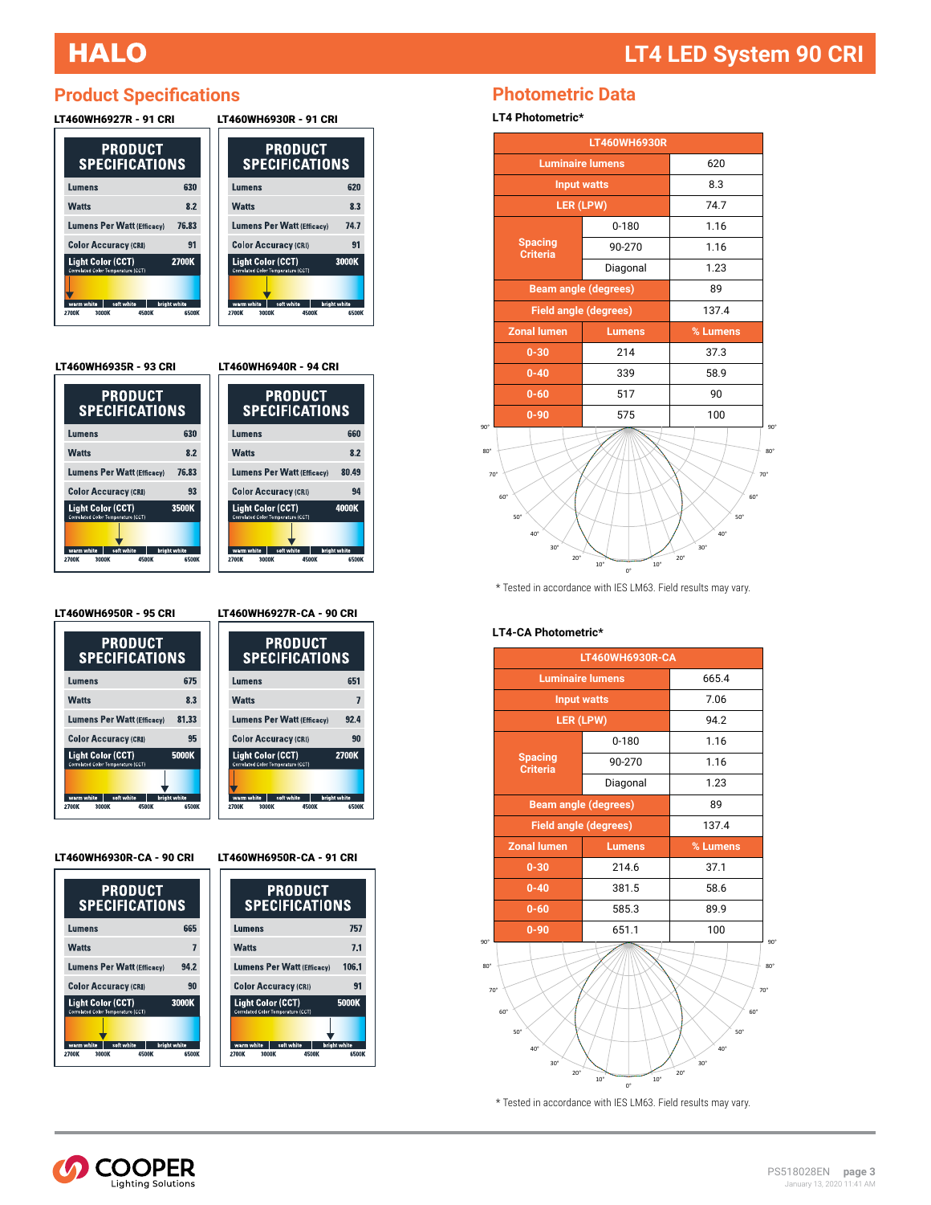# LT4 LED System 90 CRI

## Product Specifications

**LT460WH6927R - 91 CRI**

| PRODUCT SPECIFICATIONS | |
|---|---|
| Lumens | 630 |
| Watts | 8.2 |
| Lumens Per Watt (Efficacy) | 76.83 |
| Color Accuracy (CRI) | 91 |
| Light Color (CCT) | 2700K |

**LT460WH6930R - 91 CRI**

| PRODUCT SPECIFICATIONS | |
|---|---|
| Lumens | 620 |
| Watts | 8.3 |
| Lumens Per Watt (Efficacy) | 74.7 |
| Color Accuracy (CRI) | 91 |
| Light Color (CCT) | 3000K |

**LT460WH6935R - 93 CRI**

| PRODUCT SPECIFICATIONS | |
|---|---|
| Lumens | 630 |
| Watts | 8.2 |
| Lumens Per Watt (Efficacy) | 76.83 |
| Color Accuracy (CRI) | 93 |
| Light Color (CCT) | 3500K |

**LT460WH6940R - 94 CRI**

| PRODUCT SPECIFICATIONS | |
|---|---|
| Lumens | 660 |
| Watts | 8.2 |
| Lumens Per Watt (Efficacy) | 80.49 |
| Color Accuracy (CRI) | 94 |
| Light Color (CCT) | 4000K |

**LT460WH6950R - 95 CRI**

| PRODUCT SPECIFICATIONS | |
|---|---|
| Lumens | 675 |
| Watts | 8.3 |
| Lumens Per Watt (Efficacy) | 81.33 |
| Color Accuracy (CRI) | 95 |
| Light Color (CCT) | 5000K |

**LT460WH6927R-CA - 90 CRI**

| PRODUCT SPECIFICATIONS | |
|---|---|
| Lumens | 651 |
| Watts | 7 |
| Lumens Per Watt (Efficacy) | 92.4 |
| Color Accuracy (CRI) | 90 |
| Light Color (CCT) | 2700K |

**LT460WH6930R-CA - 90 CRI**

| PRODUCT SPECIFICATIONS | |
|---|---|
| Lumens | 665 |
| Watts | 7 |
| Lumens Per Watt (Efficacy) | 94.2 |
| Color Accuracy (CRI) | 90 |
| Light Color (CCT) | 3000K |

**LT460WH6950R-CA - 91 CRI**

| PRODUCT SPECIFICATIONS | |
|---|---|
| Lumens | 757 |
| Watts | 7.1 |
| Lumens Per Watt (Efficacy) | 106.1 |
| Color Accuracy (CRI) | 91 |
| Light Color (CCT) | 5000K |

## Photometric Data

**LT4 Photometric***

| LT460WH6930R | | |
|---|---|---|
| Luminaire lumens | | 620 |
| Input watts | | 8.3 |
| LER (LPW) | | 74.7 |
| Spacing Criteria | 0-180 | 1.16 |
| | 90-270 | 1.16 |
| | Diagonal | 1.23 |
| Beam angle (degrees) | | 89 |
| Field angle (degrees) | | 137.4 |
| Zonal lumen | Lumens | % Lumens |
| 0-30 | 214 | 37.3 |
| 0-40 | 339 | 58.9 |
| 0-60 | 517 | 90 |
| 0-90 | 575 | 100 |

* Tested in accordance with IES LM63. Field results may vary.

**LT4-CA Photometric***

| LT460WH6930R-CA | | |
|---|---|---|
| Luminaire lumens | | 665.4 |
| Input watts | | 7.06 |
| LER (LPW) | | 94.2 |
| Spacing Criteria | 0-180 | 1.16 |
| | 90-270 | 1.16 |
| | Diagonal | 1.23 |
| Beam angle (degrees) | | 89 |
| Field angle (degrees) | | 137.4 |
| Zonal lumen | Lumens | % Lumens |
| 0-30 | 214.6 | 37.1 |
| 0-40 | 381.5 | 58.6 |
| 0-60 | 585.3 | 89.9 |
| 0-90 | 651.1 | 100 |

* Tested in accordance with IES LM63. Field results may vary.

PS518028EN
January 13, 2020 11:41 AM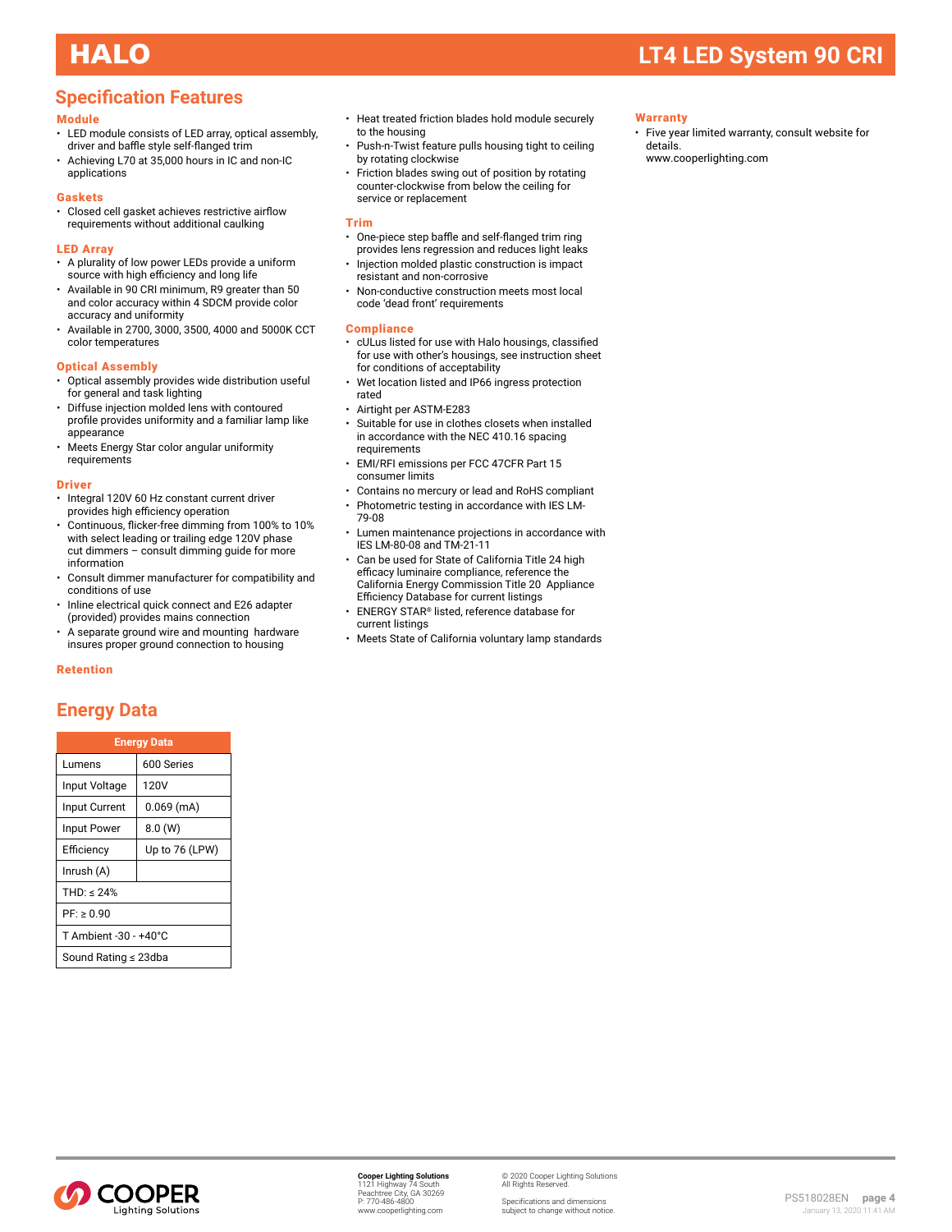# HALO — LT4 LED System 90 CRI

## Specification Features

### Module

- LED module consists of LED array, optical assembly, driver and baffle style self-flanged trim
- Achieving L70 at 35,000 hours in IC and non-IC applications

### Gaskets

- Closed cell gasket achieves restrictive airflow requirements without additional caulking

### LED Array

- A plurality of low power LEDs provide a uniform source with high efficiency and long life
- Available in 90 CRI minimum, R9 greater than 50 and color accuracy within 4 SDCM provide color accuracy and uniformity
- Available in 2700, 3000, 3500, 4000 and 5000K CCT color temperatures

### Optical Assembly

- Optical assembly provides wide distribution useful for general and task lighting
- Diffuse injection molded lens with contoured profile provides uniformity and a familiar lamp like appearance
- Meets Energy Star color angular uniformity requirements

### Driver

- Integral 120V 60 Hz constant current driver provides high efficiency operation
- Continuous, flicker-free dimming from 100% to 10% with select leading or trailing edge 120V phase cut dimmers – consult dimming guide for more information
- Consult dimmer manufacturer for compatibility and conditions of use
- Inline electrical quick connect and E26 adapter (provided) provides mains connection
- A separate ground wire and mounting hardware insures proper ground connection to housing

### Retention

- Heat treated friction blades hold module securely to the housing
- Push-n-Twist feature pulls housing tight to ceiling by rotating clockwise
- Friction blades swing out of position by rotating counter-clockwise from below the ceiling for service or replacement

### Trim

- One-piece step baffle and self-flanged trim ring provides lens regression and reduces light leaks
- Injection molded plastic construction is impact resistant and non-corrosive
- Non-conductive construction meets most local code 'dead front' requirements

### Compliance

- cULus listed for use with Halo housings, classified for use with other's housings, see instruction sheet for conditions of acceptability
- Wet location listed and IP66 ingress protection rated
- Airtight per ASTM-E283
- Suitable for use in clothes closets when installed in accordance with the NEC 410.16 spacing requirements
- EMI/RFI emissions per FCC 47CFR Part 15 consumer limits
- Contains no mercury or lead and RoHS compliant
- Photometric testing in accordance with IES LM-79-08
- Lumen maintenance projections in accordance with IES LM-80-08 and TM-21-11
- Can be used for State of California Title 24 high efficacy luminaire compliance, reference the California Energy Commission Title 20 Appliance Efficiency Database for current listings
- ENERGY STAR® listed, reference database for current listings
- Meets State of California voluntary lamp standards

### Warranty

- Five year limited warranty, consult website for details.
  www.cooperlighting.com

## Energy Data

| Energy Data | |
|---|---|
| Lumens | 600 Series |
| Input Voltage | 120V |
| Input Current | 0.069 (mA) |
| Input Power | 8.0 (W) |
| Efficiency | Up to 76 (LPW) |
| Inrush (A) | |
| THD: ≤ 24% | |
| PF: ≥ 0.90 | |
| T Ambient -30 - +40°C | |
| Sound Rating ≤ 23dba | |

**Cooper Lighting Solutions**
1121 Highway 74 South
Peachtree City, GA 30269
P: 770-486-4800
www.cooperlighting.com

© 2020 Cooper Lighting Solutions
All Rights Reserved.

Specifications and dimensions subject to change without notice.

PS518028EN
January 13, 2020 11:41 AM